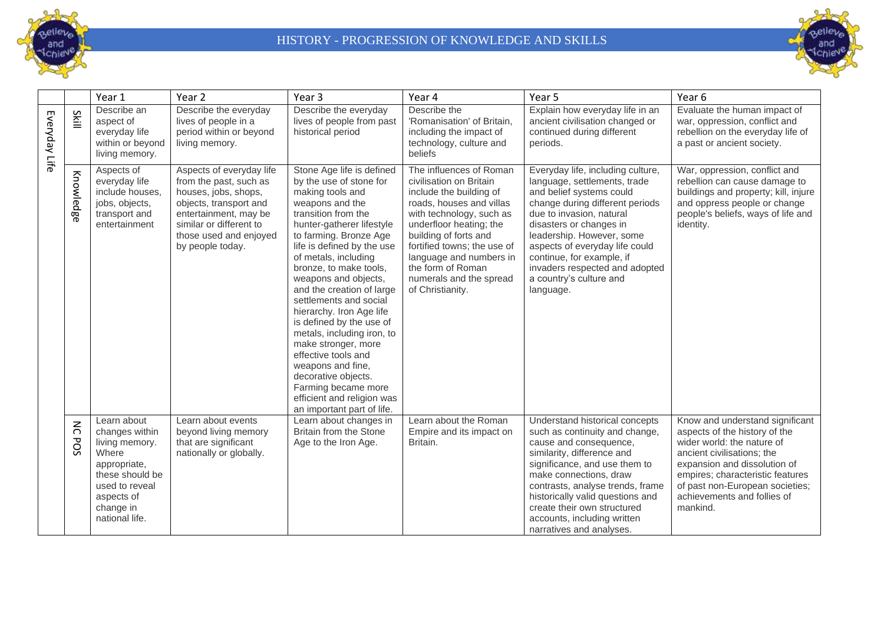# HISTORY - PROGRESSION OF KNOWLEDGE AND SKILLS

| | | Year 1 | Year 2 | Year 3 | Year 4 | Year 5 | Year 6 |
|---|---|---|---|---|---|---|---|
| Everyday Life | Skill | Describe an aspect of everyday life within or beyond living memory. | Describe the everyday lives of people in a period within or beyond living memory. | Describe the everyday lives of people from past historical period | Describe the 'Romanisation' of Britain, including the impact of technology, culture and beliefs | Explain how everyday life in an ancient civilisation changed or continued during different periods. | Evaluate the human impact of war, oppression, conflict and rebellion on the everyday life of a past or ancient society. |
| | Knowledge | Aspects of everyday life include houses, jobs, objects, transport and entertainment | Aspects of everyday life from the past, such as houses, jobs, shops, objects, transport and entertainment, may be similar or different to those used and enjoyed by people today. | Stone Age life is defined by the use of stone for making tools and weapons and the transition from the hunter-gatherer lifestyle to farming. Bronze Age life is defined by the use of metals, including bronze, to make tools, weapons and objects, and the creation of large settlements and social hierarchy. Iron Age life is defined by the use of metals, including iron, to make stronger, more effective tools and weapons and fine, decorative objects. Farming became more efficient and religion was an important part of life. | The influences of Roman civilisation on Britain include the building of roads, houses and villas with technology, such as underfloor heating; the building of forts and fortified towns; the use of language and numbers in the form of Roman numerals and the spread of Christianity. | Everyday life, including culture, language, settlements, trade and belief systems could change during different periods due to invasion, natural disasters or changes in leadership. However, some aspects of everyday life could continue, for example, if invaders respected and adopted a country's culture and language. | War, oppression, conflict and rebellion can cause damage to buildings and property; kill, injure and oppress people or change people's beliefs, ways of life and identity. |
| | NC POS | Learn about changes within living memory. Where appropriate, these should be used to reveal aspects of change in national life. | Learn about events beyond living memory that are significant nationally or globally. | Learn about changes in Britain from the Stone Age to the Iron Age. | Learn about the Roman Empire and its impact on Britain. | Understand historical concepts such as continuity and change, cause and consequence, similarity, difference and significance, and use them to make connections, draw contrasts, analyse trends, frame historically valid questions and create their own structured accounts, including written narratives and analyses. | Know and understand significant aspects of the history of the wider world: the nature of ancient civilisations; the expansion and dissolution of empires; characteristic features of past non-European societies; achievements and follies of mankind. |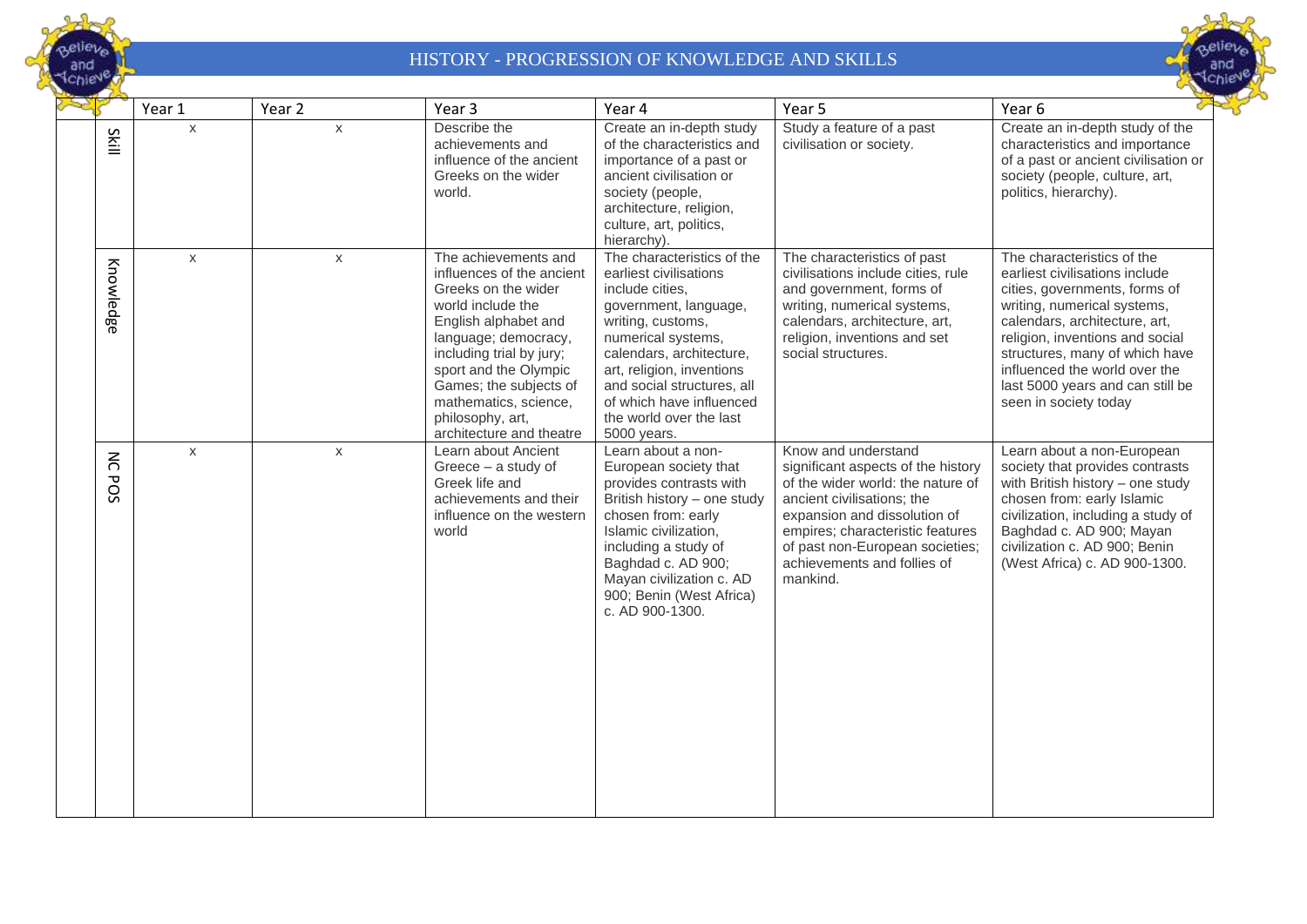# HISTORY - PROGRESSION OF KNOWLEDGE AND SKILLS

| | Year 1 | Year 2 | Year 3 | Year 4 | Year 5 | Year 6 |
|---|---|---|---|---|---|---|
| Skill | x | x | Describe the achievements and influence of the ancient Greeks on the wider world. | Create an in-depth study of the characteristics and importance of a past or ancient civilisation or society (people, architecture, religion, culture, art, politics, hierarchy). | Study a feature of a past civilisation or society. | Create an in-depth study of the characteristics and importance of a past or ancient civilisation or society (people, culture, art, politics, hierarchy). |
| Knowledge | x | x | The achievements and influences of the ancient Greeks on the wider world include the English alphabet and language; democracy, including trial by jury; sport and the Olympic Games; the subjects of mathematics, science, philosophy, art, architecture and theatre | The characteristics of the earliest civilisations include cities, government, language, writing, customs, numerical systems, calendars, architecture, art, religion, inventions and social structures, all of which have influenced the world over the last 5000 years. | The characteristics of past civilisations include cities, rule and government, forms of writing, numerical systems, calendars, architecture, art, religion, inventions and set social structures. | The characteristics of the earliest civilisations include cities, governments, forms of writing, numerical systems, calendars, architecture, art, religion, inventions and social structures, many of which have influenced the world over the last 5000 years and can still be seen in society today |
| NC POS | x | x | Learn about Ancient Greece – a study of Greek life and achievements and their influence on the western world | Learn about a non-European society that provides contrasts with British history – one study chosen from: early Islamic civilization, including a study of Baghdad c. AD 900; Mayan civilization c. AD 900; Benin (West Africa) c. AD 900-1300. | Know and understand significant aspects of the history of the wider world: the nature of ancient civilisations; the expansion and dissolution of empires; characteristic features of past non-European societies; achievements and follies of mankind. | Learn about a non-European society that provides contrasts with British history – one study chosen from: early Islamic civilization, including a study of Baghdad c. AD 900; Mayan civilization c. AD 900; Benin (West Africa) c. AD 900-1300. |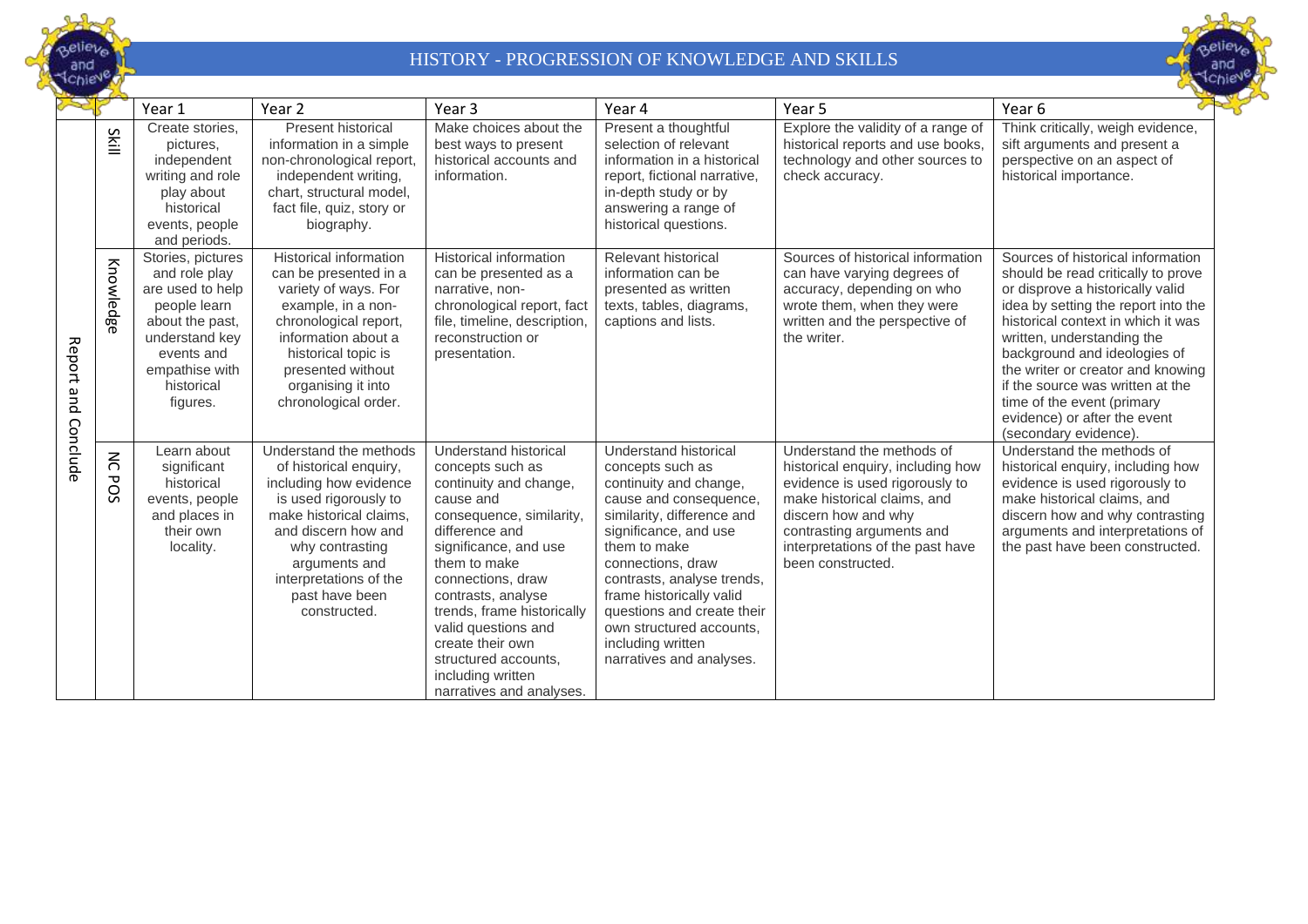# HISTORY - PROGRESSION OF KNOWLEDGE AND SKILLS

| | | Year 1 | Year 2 | Year 3 | Year 4 | Year 5 | Year 6 |
|---|---|---|---|---|---|---|---|
| Report and Conclude | Skill | Create stories, pictures, independent writing and role play about historical events, people and periods. | Present historical information in a simple non-chronological report, independent writing, chart, structural model, fact file, quiz, story or biography. | Make choices about the best ways to present historical accounts and information. | Present a thoughtful selection of relevant information in a historical report, fictional narrative, in-depth study or by answering a range of historical questions. | Explore the validity of a range of historical reports and use books, technology and other sources to check accuracy. | Think critically, weigh evidence, sift arguments and present a perspective on an aspect of historical importance. |
| | Knowledge | Stories, pictures and role play are used to help people learn about the past, understand key events and empathise with historical figures. | Historical information can be presented in a variety of ways. For example, in a non-chronological report, information about a historical topic is presented without organising it into chronological order. | Historical information can be presented as a narrative, non-chronological report, fact file, timeline, description, reconstruction or presentation. | Relevant historical information can be presented as written texts, tables, diagrams, captions and lists. | Sources of historical information can have varying degrees of accuracy, depending on who wrote them, when they were written and the perspective of the writer. | Sources of historical information should be read critically to prove or disprove a historically valid idea by setting the report into the historical context in which it was written, understanding the background and ideologies of the writer or creator and knowing if the source was written at the time of the event (primary evidence) or after the event (secondary evidence). |
| | NC POS | Learn about significant historical events, people and places in their own locality. | Understand the methods of historical enquiry, including how evidence is used rigorously to make historical claims, and discern how and why contrasting arguments and interpretations of the past have been constructed. | Understand historical concepts such as continuity and change, cause and consequence, similarity, difference and significance, and use them to make connections, draw contrasts, analyse trends, frame historically valid questions and create their own structured accounts, including written narratives and analyses. | Understand historical concepts such as continuity and change, cause and consequence, similarity, difference and significance, and use them to make connections, draw contrasts, analyse trends, frame historically valid questions and create their own structured accounts, including written narratives and analyses. | Understand the methods of historical enquiry, including how evidence is used rigorously to make historical claims, and discern how and why contrasting arguments and interpretations of the past have been constructed. | Understand the methods of historical enquiry, including how evidence is used rigorously to make historical claims, and discern how and why contrasting arguments and interpretations of the past have been constructed. |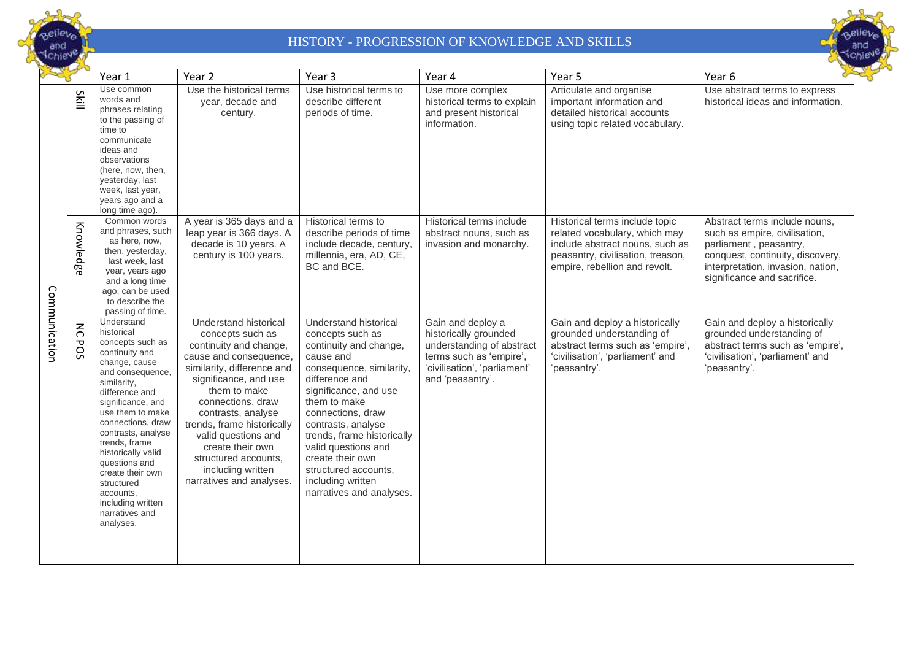# HISTORY - PROGRESSION OF KNOWLEDGE AND SKILLS

| | | Year 1 | Year 2 | Year 3 | Year 4 | Year 5 | Year 6 |
|---|---|---|---|---|---|---|---|
| Communication | Skill | Use common words and phrases relating to the passing of time to communicate ideas and observations (here, now, then, yesterday, last week, last year, years ago and a long time ago). | Use the historical terms year, decade and century. | Use historical terms to describe different periods of time. | Use more complex historical terms to explain and present historical information. | Articulate and organise important information and detailed historical accounts using topic related vocabulary. | Use abstract terms to express historical ideas and information. |
| | Knowledge | Common words and phrases, such as here, now, then, yesterday, last week, last year, years ago and a long time ago, can be used to describe the passing of time. | A year is 365 days and a leap year is 366 days. A decade is 10 years. A century is 100 years. | Historical terms to describe periods of time include decade, century, millennia, era, AD, CE, BC and BCE. | Historical terms include abstract nouns, such as invasion and monarchy. | Historical terms include topic related vocabulary, which may include abstract nouns, such as peasantry, civilisation, treason, empire, rebellion and revolt. | Abstract terms include nouns, such as empire, civilisation, parliament , peasantry, conquest, continuity, discovery, interpretation, invasion, nation, significance and sacrifice. |
| | NC POS | Understand historical concepts such as continuity and change, cause and consequence, similarity, difference and significance, and use them to make connections, draw contrasts, analyse trends, frame historically valid questions and create their own structured accounts, including written narratives and analyses. | Understand historical concepts such as continuity and change, cause and consequence, similarity, difference and significance, and use them to make connections, draw contrasts, analyse trends, frame historically valid questions and create their own structured accounts, including written narratives and analyses. | Understand historical concepts such as continuity and change, cause and consequence, similarity, difference and significance, and use them to make connections, draw contrasts, analyse trends, frame historically valid questions and create their own structured accounts, including written narratives and analyses. | Gain and deploy a historically grounded understanding of abstract terms such as 'empire', 'civilisation', 'parliament' and 'peasantry'. | Gain and deploy a historically grounded understanding of abstract terms such as 'empire', 'civilisation', 'parliament' and 'peasantry'. | Gain and deploy a historically grounded understanding of abstract terms such as 'empire', 'civilisation', 'parliament' and 'peasantry'. |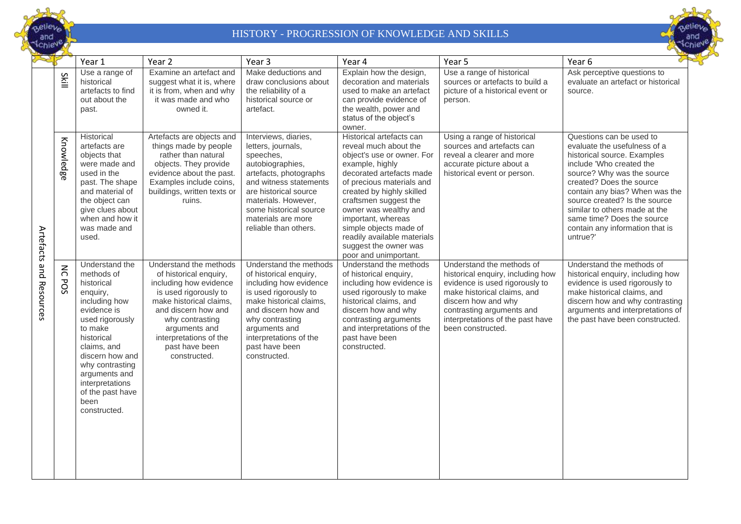# HISTORY - PROGRESSION OF KNOWLEDGE AND SKILLS

| | | Year 1 | Year 2 | Year 3 | Year 4 | Year 5 | Year 6 |
|---|---|---|---|---|---|---|---|
| Artefacts and Resources | Skill | Use a range of historical artefacts to find out about the past. | Examine an artefact and suggest what it is, where it is from, when and why it was made and who owned it. | Make deductions and draw conclusions about the reliability of a historical source or artefact. | Explain how the design, decoration and materials used to make an artefact can provide evidence of the wealth, power and status of the object's owner. | Use a range of historical sources or artefacts to build a picture of a historical event or person. | Ask perceptive questions to evaluate an artefact or historical source. |
| | Knowledge | Historical artefacts are objects that were made and used in the past. The shape and material of the object can give clues about when and how it was made and used. | Artefacts are objects and things made by people rather than natural objects. They provide evidence about the past. Examples include coins, buildings, written texts or ruins. | Interviews, diaries, letters, journals, speeches, autobiographies, artefacts, photographs and witness statements are historical source materials. However, some historical source materials are more reliable than others. | Historical artefacts can reveal much about the object's use or owner. For example, highly decorated artefacts made of precious materials and created by highly skilled craftsmen suggest the owner was wealthy and important, whereas simple objects made of readily available materials suggest the owner was poor and unimportant. | Using a range of historical sources and artefacts can reveal a clearer and more accurate picture about a historical event or person. | Questions can be used to evaluate the usefulness of a historical source. Examples include 'Who created the source? Why was the source created? Does the source contain any bias? When was the source created? Is the source similar to others made at the same time? Does the source contain any information that is untrue?' |
| | NC POS | Understand the methods of historical enquiry, including how evidence is used rigorously to make historical claims, and discern how and why contrasting arguments and interpretations of the past have been constructed. | Understand the methods of historical enquiry, including how evidence is used rigorously to make historical claims, and discern how and why contrasting arguments and interpretations of the past have been constructed. | Understand the methods of historical enquiry, including how evidence is used rigorously to make historical claims, and discern how and why contrasting arguments and interpretations of the past have been constructed. | Understand the methods of historical enquiry, including how evidence is used rigorously to make historical claims, and discern how and why contrasting arguments and interpretations of the past have been constructed. | Understand the methods of historical enquiry, including how evidence is used rigorously to make historical claims, and discern how and why contrasting arguments and interpretations of the past have been constructed. | Understand the methods of historical enquiry, including how evidence is used rigorously to make historical claims, and discern how and why contrasting arguments and interpretations of the past have been constructed. |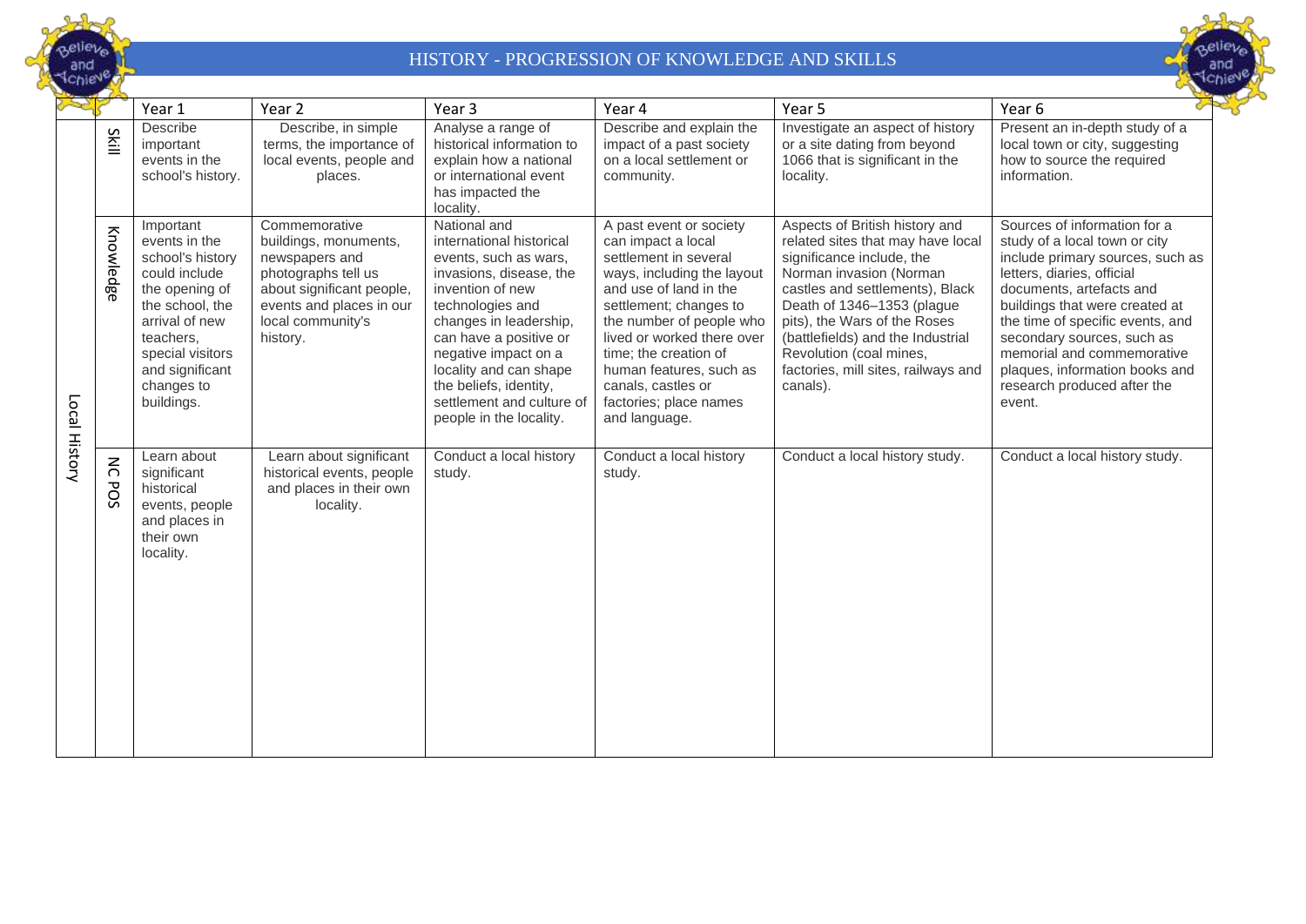# HISTORY - PROGRESSION OF KNOWLEDGE AND SKILLS

| | | Year 1 | Year 2 | Year 3 | Year 4 | Year 5 | Year 6 |
|---|---|---|---|---|---|---|---|
| Local History | Skill | Describe important events in the school's history. | Describe, in simple terms, the importance of local events, people and places. | Analyse a range of historical information to explain how a national or international event has impacted the locality. | Describe and explain the impact of a past society on a local settlement or community. | Investigate an aspect of history or a site dating from beyond 1066 that is significant in the locality. | Present an in-depth study of a local town or city, suggesting how to source the required information. |
| | Knowledge | Important events in the school's history could include the opening of the school, the arrival of new teachers, special visitors and significant changes to buildings. | Commemorative buildings, monuments, newspapers and photographs tell us about significant people, events and places in our local community's history. | National and international historical events, such as wars, invasions, disease, the invention of new technologies and changes in leadership, can have a positive or negative impact on a locality and can shape the beliefs, identity, settlement and culture of people in the locality. | A past event or society can impact a local settlement in several ways, including the layout and use of land in the settlement; changes to the number of people who lived or worked there over time; the creation of human features, such as canals, castles or factories; place names and language. | Aspects of British history and related sites that may have local significance include, the Norman invasion (Norman castles and settlements), Black Death of 1346–1353 (plague pits), the Wars of the Roses (battlefields) and the Industrial Revolution (coal mines, factories, mill sites, railways and canals). | Sources of information for a study of a local town or city include primary sources, such as letters, diaries, official documents, artefacts and buildings that were created at the time of specific events, and secondary sources, such as memorial and commemorative plaques, information books and research produced after the event. |
| | NC POS | Learn about significant historical events, people and places in their own locality. | Learn about significant historical events, people and places in their own locality. | Conduct a local history study. | Conduct a local history study. | Conduct a local history study. | Conduct a local history study. |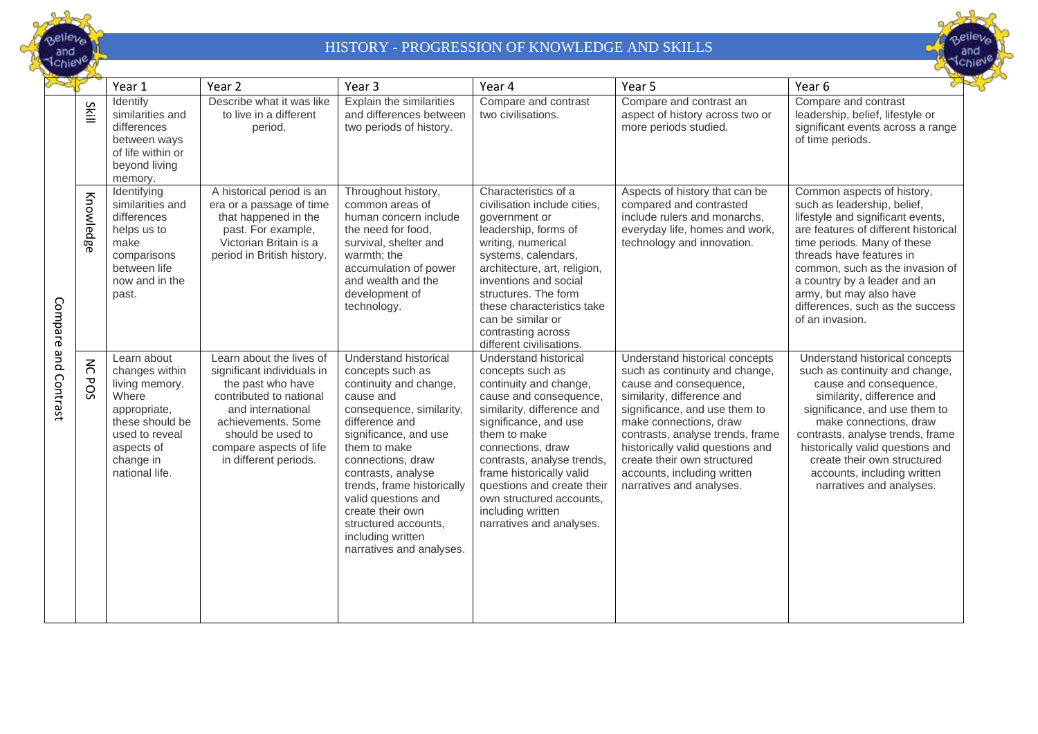# HISTORY - PROGRESSION OF KNOWLEDGE AND SKILLS

| | | Year 1 | Year 2 | Year 3 | Year 4 | Year 5 | Year 6 |
|---|---|---|---|---|---|---|---|
| Compare and Contrast | Skill | Identify similarities and differences between ways of life within or beyond living memory. | Describe what it was like to live in a different period. | Explain the similarities and differences between two periods of history. | Compare and contrast two civilisations. | Compare and contrast an aspect of history across two or more periods studied. | Compare and contrast leadership, belief, lifestyle or significant events across a range of time periods. |
| | Knowledge | Identifying similarities and differences helps us to make comparisons between life now and in the past. | A historical period is an era or a passage of time that happened in the past. For example, Victorian Britain is a period in British history. | Throughout history, common areas of human concern include the need for food, survival, shelter and warmth; the accumulation of power and wealth and the development of technology. | Characteristics of a civilisation include cities, government or leadership, forms of writing, numerical systems, calendars, architecture, art, religion, inventions and social structures. The form these characteristics take can be similar or contrasting across different civilisations. | Aspects of history that can be compared and contrasted include rulers and monarchs, everyday life, homes and work, technology and innovation. | Common aspects of history, such as leadership, belief, lifestyle and significant events, are features of different historical time periods. Many of these threads have features in common, such as the invasion of a country by a leader and an army, but may also have differences, such as the success of an invasion. |
| | NC POS | Learn about changes within living memory. Where appropriate, these should be used to reveal aspects of change in national life. | Learn about the lives of significant individuals in the past who have contributed to national and international achievements. Some should be used to compare aspects of life in different periods. | Understand historical concepts such as continuity and change, cause and consequence, similarity, difference and significance, and use them to make connections, draw contrasts, analyse trends, frame historically valid questions and create their own structured accounts, including written narratives and analyses. | Understand historical concepts such as continuity and change, cause and consequence, similarity, difference and significance, and use them to make connections, draw contrasts, analyse trends, frame historically valid questions and create their own structured accounts, including written narratives and analyses. | Understand historical concepts such as continuity and change, cause and consequence, similarity, difference and significance, and use them to make connections, draw contrasts, analyse trends, frame historically valid questions and create their own structured accounts, including written narratives and analyses. | Understand historical concepts such as continuity and change, cause and consequence, similarity, difference and significance, and use them to make connections, draw contrasts, analyse trends, frame historically valid questions and create their own structured accounts, including written narratives and analyses. |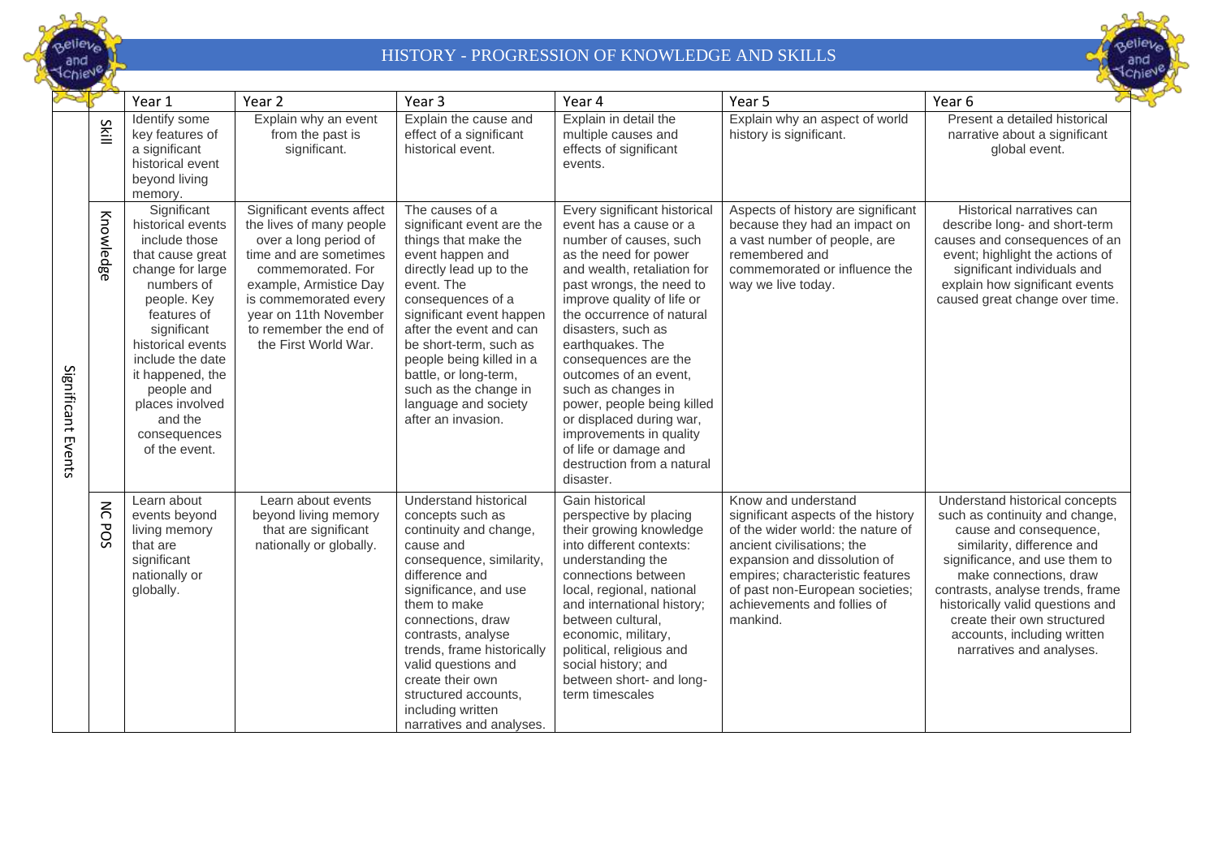# HISTORY - PROGRESSION OF KNOWLEDGE AND SKILLS

| | | Year 1 | Year 2 | Year 3 | Year 4 | Year 5 | Year 6 |
|---|---|---|---|---|---|---|---|
| Significant Events | Skill | Identify some key features of a significant historical event beyond living memory. | Explain why an event from the past is significant. | Explain the cause and effect of a significant historical event. | Explain in detail the multiple causes and effects of significant events. | Explain why an aspect of world history is significant. | Present a detailed historical narrative about a significant global event. |
| | Knowledge | Significant historical events include those that cause great change for large numbers of people. Key features of significant historical events include the date it happened, the people and places involved and the consequences of the event. | Significant events affect the lives of many people over a long period of time and are sometimes commemorated. For example, Armistice Day is commemorated every year on 11th November to remember the end of the First World War. | The causes of a significant event are the things that make the event happen and directly lead up to the event. The consequences of a significant event happen after the event and can be short-term, such as people being killed in a battle, or long-term, such as the change in language and society after an invasion. | Every significant historical event has a cause or a number of causes, such as the need for power and wealth, retaliation for past wrongs, the need to improve quality of life or the occurrence of natural disasters, such as earthquakes. The consequences are the outcomes of an event, such as changes in power, people being killed or displaced during war, improvements in quality of life or damage and destruction from a natural disaster. | Aspects of history are significant because they had an impact on a vast number of people, are remembered and commemorated or influence the way we live today. | Historical narratives can describe long- and short-term causes and consequences of an event; highlight the actions of significant individuals and explain how significant events caused great change over time. |
| | NC POS | Learn about events beyond living memory that are significant nationally or globally. | Learn about events beyond living memory that are significant nationally or globally. | Understand historical concepts such as continuity and change, cause and consequence, similarity, difference and significance, and use them to make connections, draw contrasts, analyse trends, frame historically valid questions and create their own structured accounts, including written narratives and analyses. | Gain historical perspective by placing their growing knowledge into different contexts: understanding the connections between local, regional, national and international history; between cultural, economic, military, political, religious and social history; and between short- and long-term timescales | Know and understand significant aspects of the history of the wider world: the nature of ancient civilisations; the expansion and dissolution of empires; characteristic features of past non-European societies; achievements and follies of mankind. | Understand historical concepts such as continuity and change, cause and consequence, similarity, difference and significance, and use them to make connections, draw contrasts, analyse trends, frame historically valid questions and create their own structured accounts, including written narratives and analyses. |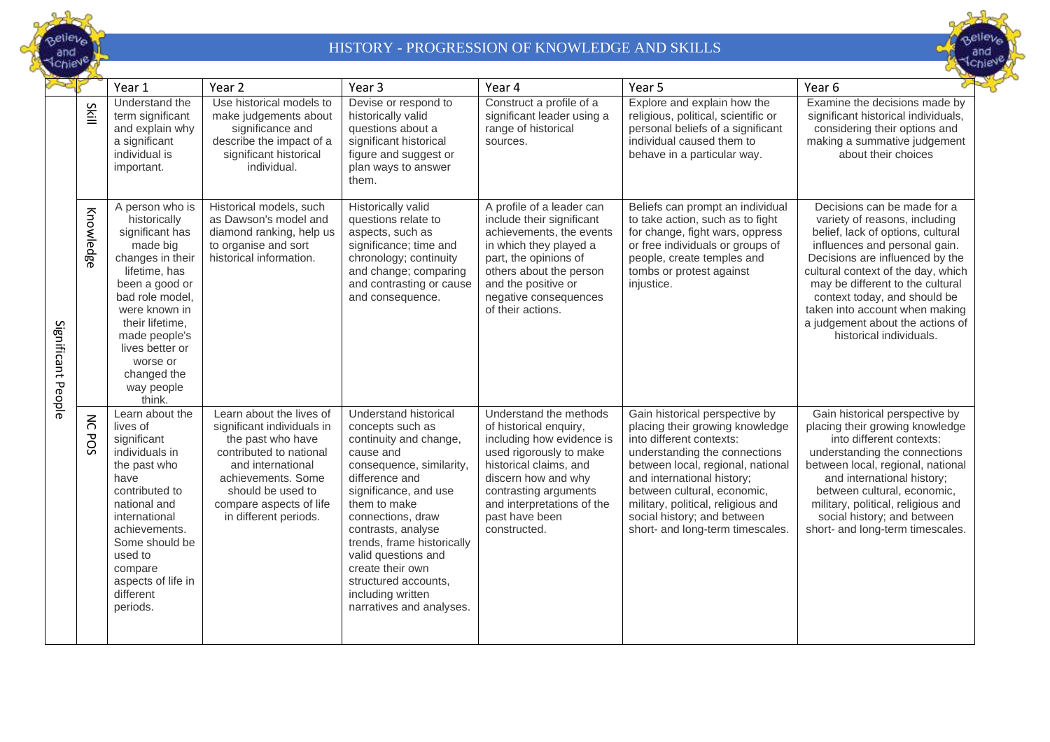# HISTORY - PROGRESSION OF KNOWLEDGE AND SKILLS

| | | Year 1 | Year 2 | Year 3 | Year 4 | Year 5 | Year 6 |
|---|---|---|---|---|---|---|---|
| Significant People | Skill | Understand the term significant and explain why a significant individual is important. | Use historical models to make judgements about significance and describe the impact of a significant historical individual. | Devise or respond to historically valid questions about a significant historical figure and suggest or plan ways to answer them. | Construct a profile of a significant leader using a range of historical sources. | Explore and explain how the religious, political, scientific or personal beliefs of a significant individual caused them to behave in a particular way. | Examine the decisions made by significant historical individuals, considering their options and making a summative judgement about their choices |
| | Knowledge | A person who is historically significant has made big changes in their lifetime, has been a good or bad role model, were known in their lifetime, made people's lives better or worse or changed the way people think. | Historical models, such as Dawson's model and diamond ranking, help us to organise and sort historical information. | Historically valid questions relate to aspects, such as significance; time and chronology; continuity and change; comparing and contrasting or cause and consequence. | A profile of a leader can include their significant achievements, the events in which they played a part, the opinions of others about the person and the positive or negative consequences of their actions. | Beliefs can prompt an individual to take action, such as to fight for change, fight wars, oppress or free individuals or groups of people, create temples and tombs or protest against injustice. | Decisions can be made for a variety of reasons, including belief, lack of options, cultural influences and personal gain. Decisions are influenced by the cultural context of the day, which may be different to the cultural context today, and should be taken into account when making a judgement about the actions of historical individuals. |
| | NC POS | Learn about the lives of significant individuals in the past who have contributed to national and international achievements. Some should be used to compare aspects of life in different periods. | Learn about the lives of significant individuals in the past who have contributed to national and international achievements. Some should be used to compare aspects of life in different periods. | Understand historical concepts such as continuity and change, cause and consequence, similarity, difference and significance, and use them to make connections, draw contrasts, analyse trends, frame historically valid questions and create their own structured accounts, including written narratives and analyses. | Understand the methods of historical enquiry, including how evidence is used rigorously to make historical claims, and discern how and why contrasting arguments and interpretations of the past have been constructed. | Gain historical perspective by placing their growing knowledge into different contexts: understanding the connections between local, regional, national and international history; between cultural, economic, military, political, religious and social history; and between short- and long-term timescales. | Gain historical perspective by placing their growing knowledge into different contexts: understanding the connections between local, regional, national and international history; between cultural, economic, military, political, religious and social history; and between short- and long-term timescales. |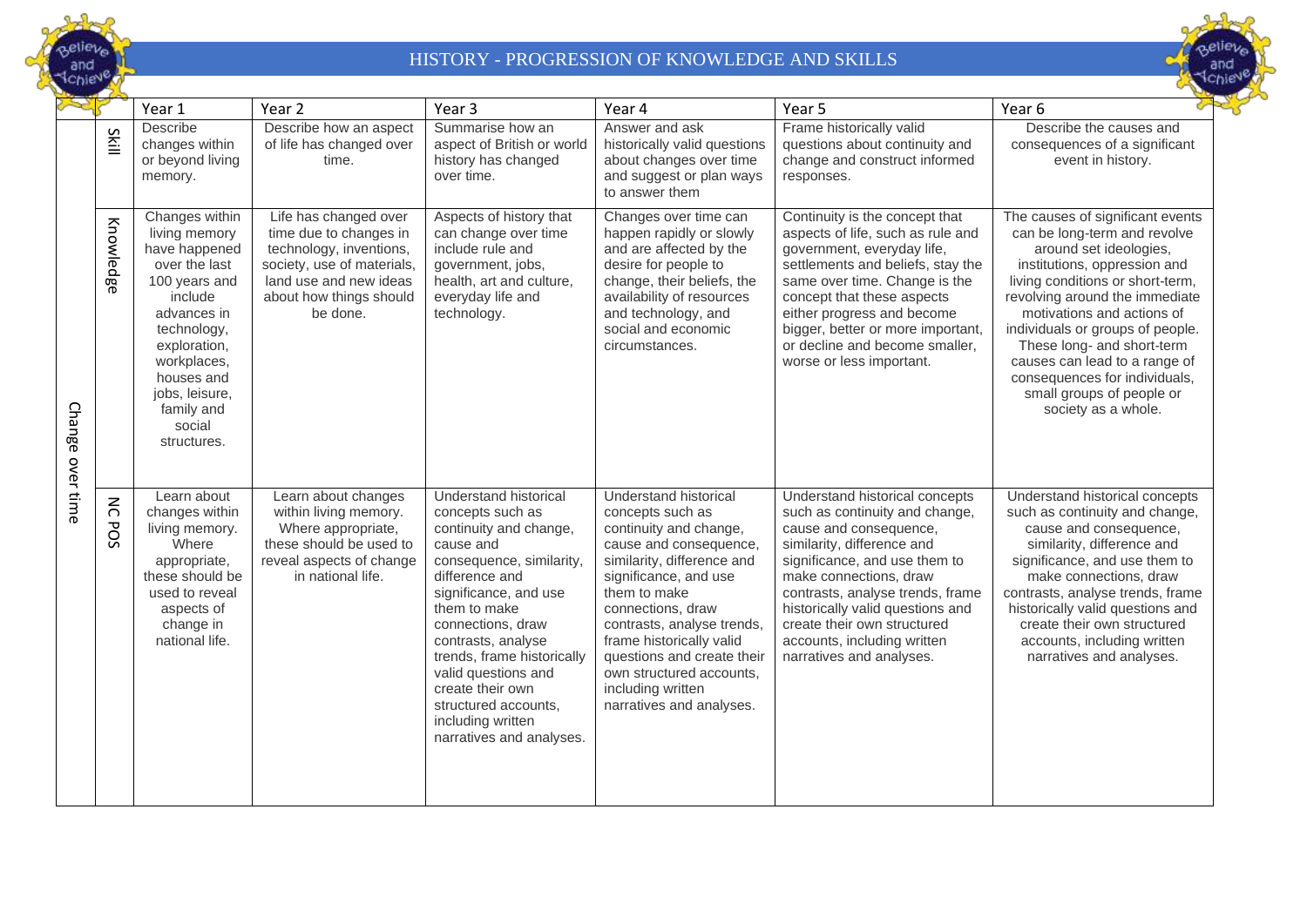# HISTORY - PROGRESSION OF KNOWLEDGE AND SKILLS

| | | Year 1 | Year 2 | Year 3 | Year 4 | Year 5 | Year 6 |
|---|---|---|---|---|---|---|---|
| Change over time | Skill | Describe changes within or beyond living memory. | Describe how an aspect of life has changed over time. | Summarise how an aspect of British or world history has changed over time. | Answer and ask historically valid questions about changes over time and suggest or plan ways to answer them | Frame historically valid questions about continuity and change and construct informed responses. | Describe the causes and consequences of a significant event in history. |
| | Knowledge | Changes within living memory have happened over the last 100 years and include advances in technology, exploration, workplaces, houses and jobs, leisure, family and social structures. | Life has changed over time due to changes in technology, inventions, society, use of materials, land use and new ideas about how things should be done. | Aspects of history that can change over time include rule and government, jobs, health, art and culture, everyday life and technology. | Changes over time can happen rapidly or slowly and are affected by the desire for people to change, their beliefs, the availability of resources and technology, and social and economic circumstances. | Continuity is the concept that aspects of life, such as rule and government, everyday life, settlements and beliefs, stay the same over time. Change is the concept that these aspects either progress and become bigger, better or more important, or decline and become smaller, worse or less important. | The causes of significant events can be long-term and revolve around set ideologies, institutions, oppression and living conditions or short-term, revolving around the immediate motivations and actions of individuals or groups of people. These long- and short-term causes can lead to a range of consequences for individuals, small groups of people or society as a whole. |
| | NC POS | Learn about changes within living memory. Where appropriate, these should be used to reveal aspects of change in national life. | Learn about changes within living memory. Where appropriate, these should be used to reveal aspects of change in national life. | Understand historical concepts such as continuity and change, cause and consequence, similarity, difference and significance, and use them to make connections, draw contrasts, analyse trends, frame historically valid questions and create their own structured accounts, including written narratives and analyses. | Understand historical concepts such as continuity and change, cause and consequence, similarity, difference and significance, and use them to make connections, draw contrasts, analyse trends, frame historically valid questions and create their own structured accounts, including written narratives and analyses. | Understand historical concepts such as continuity and change, cause and consequence, similarity, difference and significance, and use them to make connections, draw contrasts, analyse trends, frame historically valid questions and create their own structured accounts, including written narratives and analyses. | Understand historical concepts such as continuity and change, cause and consequence, similarity, difference and significance, and use them to make connections, draw contrasts, analyse trends, frame historically valid questions and create their own structured accounts, including written narratives and analyses. |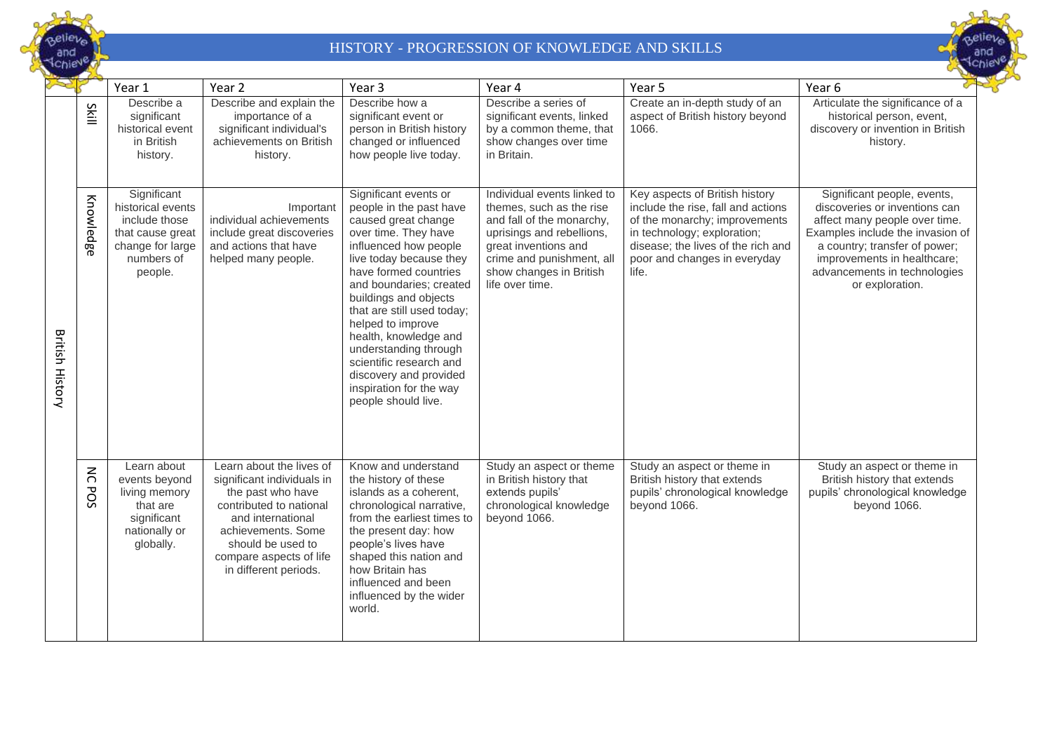# HISTORY - PROGRESSION OF KNOWLEDGE AND SKILLS

| | | Year 1 | Year 2 | Year 3 | Year 4 | Year 5 | Year 6 |
|---|---|---|---|---|---|---|---|
| British History | Skill | Describe a significant historical event in British history. | Describe and explain the importance of a significant individual's achievements on British history. | Describe how a significant event or person in British history changed or influenced how people live today. | Describe a series of significant events, linked by a common theme, that show changes over time in Britain. | Create an in-depth study of an aspect of British history beyond 1066. | Articulate the significance of a historical person, event, discovery or invention in British history. |
| | Knowledge | Significant historical events include those that cause great change for large numbers of people. | Important individual achievements include great discoveries and actions that have helped many people. | Significant events or people in the past have caused great change over time. They have influenced how people live today because they have formed countries and boundaries; created buildings and objects that are still used today; helped to improve health, knowledge and understanding through scientific research and discovery and provided inspiration for the way people should live. | Individual events linked to themes, such as the rise and fall of the monarchy, uprisings and rebellions, great inventions and crime and punishment, all show changes in British life over time. | Key aspects of British history include the rise, fall and actions of the monarchy; improvements in technology; exploration; disease; the lives of the rich and poor and changes in everyday life. | Significant people, events, discoveries or inventions can affect many people over time. Examples include the invasion of a country; transfer of power; improvements in healthcare; advancements in technologies or exploration. |
| | NC POS | Learn about events beyond living memory that are significant nationally or globally. | Learn about the lives of significant individuals in the past who have contributed to national and international achievements. Some should be used to compare aspects of life in different periods. | Know and understand the history of these islands as a coherent, chronological narrative, from the earliest times to the present day: how people's lives have shaped this nation and how Britain has influenced and been influenced by the wider world. | Study an aspect or theme in British history that extends pupils' chronological knowledge beyond 1066. | Study an aspect or theme in British history that extends pupils' chronological knowledge beyond 1066. | Study an aspect or theme in British history that extends pupils' chronological knowledge beyond 1066. |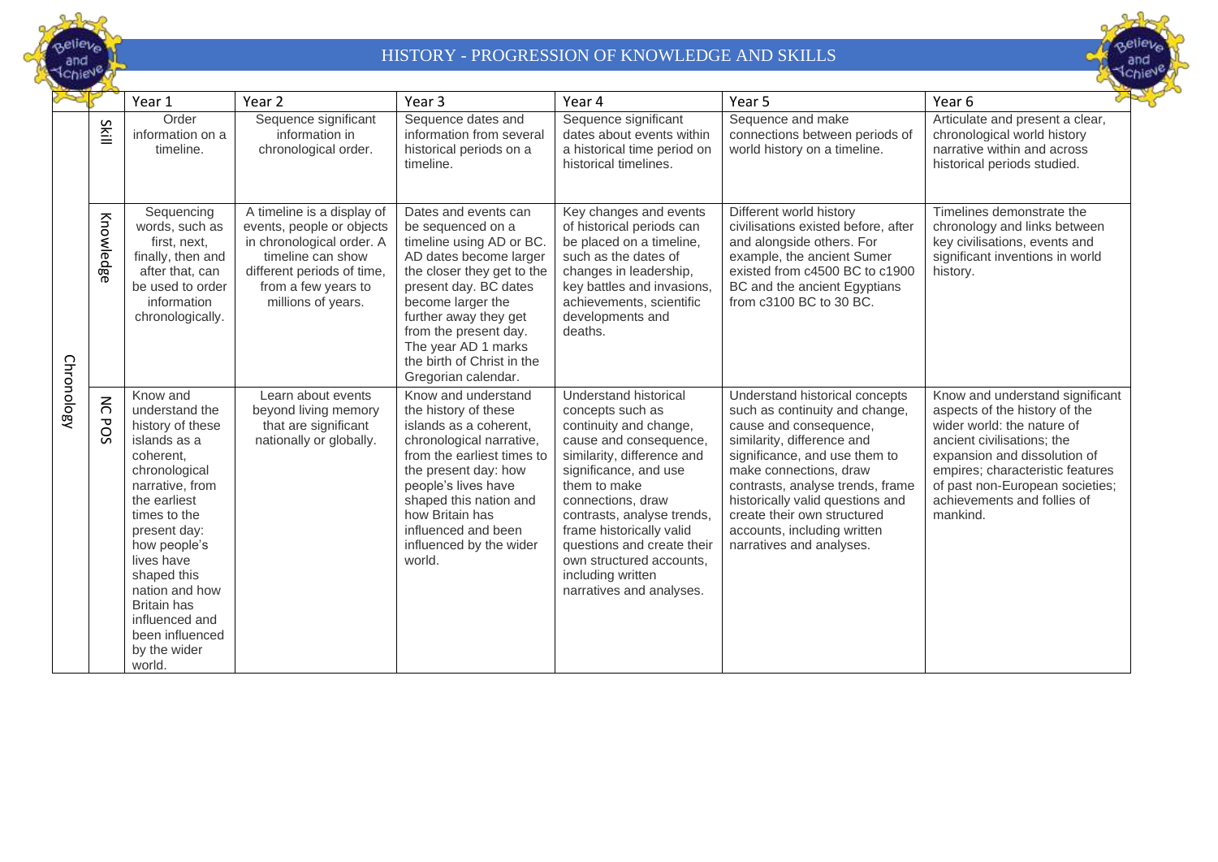# HISTORY - PROGRESSION OF KNOWLEDGE AND SKILLS

| | | Year 1 | Year 2 | Year 3 | Year 4 | Year 5 | Year 6 |
|---|---|---|---|---|---|---|---|
| Chronology | Skill | Order information on a timeline. | Sequence significant information in chronological order. | Sequence dates and information from several historical periods on a timeline. | Sequence significant dates about events within a historical time period on historical timelines. | Sequence and make connections between periods of world history on a timeline. | Articulate and present a clear, chronological world history narrative within and across historical periods studied. |
| | Knowledge | Sequencing words, such as first, next, finally, then and after that, can be used to order information chronologically. | A timeline is a display of events, people or objects in chronological order. A timeline can show different periods of time, from a few years to millions of years. | Dates and events can be sequenced on a timeline using AD or BC. AD dates become larger the closer they get to the present day. BC dates become larger the further away they get from the present day. The year AD 1 marks the birth of Christ in the Gregorian calendar. | Key changes and events of historical periods can be placed on a timeline, such as the dates of changes in leadership, key battles and invasions, achievements, scientific developments and deaths. | Different world history civilisations existed before, after and alongside others. For example, the ancient Sumer existed from c4500 BC to c1900 BC and the ancient Egyptians from c3100 BC to 30 BC. | Timelines demonstrate the chronology and links between key civilisations, events and significant inventions in world history. |
| | NC POS | Know and understand the history of these islands as a coherent, chronological narrative, from the earliest times to the present day: how people's lives have shaped this nation and how Britain has influenced and been influenced by the wider world. | Learn about events beyond living memory that are significant nationally or globally. | Know and understand the history of these islands as a coherent, chronological narrative, from the earliest times to the present day: how people's lives have shaped this nation and how Britain has influenced and been influenced by the wider world. | Understand historical concepts such as continuity and change, cause and consequence, similarity, difference and significance, and use them to make connections, draw contrasts, analyse trends, frame historically valid questions and create their own structured accounts, including written narratives and analyses. | Understand historical concepts such as continuity and change, cause and consequence, similarity, difference and significance, and use them to make connections, draw contrasts, analyse trends, frame historically valid questions and create their own structured accounts, including written narratives and analyses. | Know and understand significant aspects of the history of the wider world: the nature of ancient civilisations; the expansion and dissolution of empires; characteristic features of past non-European societies; achievements and follies of mankind. |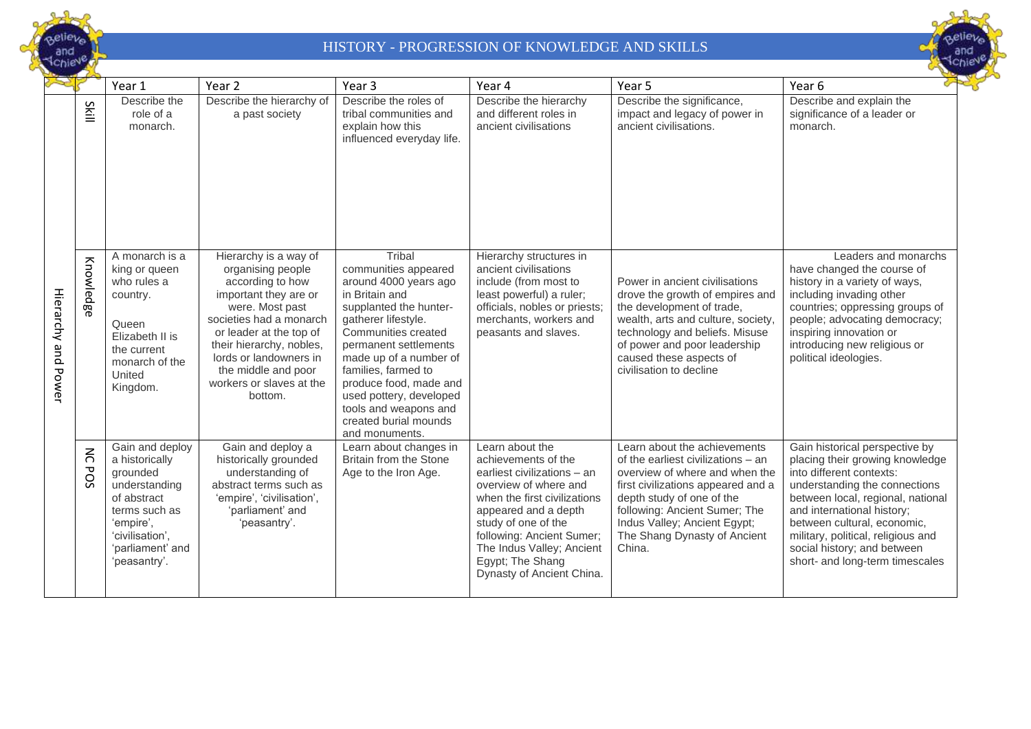# HISTORY - PROGRESSION OF KNOWLEDGE AND SKILLS

| | | Year 1 | Year 2 | Year 3 | Year 4 | Year 5 | Year 6 |
|---|---|---|---|---|---|---|---|
| Hierarchy and Power | Skill | Describe the role of a monarch. | Describe the hierarchy of a past society | Describe the roles of tribal communities and explain how this influenced everyday life. | Describe the hierarchy and different roles in ancient civilisations | Describe the significance, impact and legacy of power in ancient civilisations. | Describe and explain the significance of a leader or monarch. |
| | Knowledge | A monarch is a king or queen who rules a country. Queen Elizabeth II is the current monarch of the United Kingdom. | Hierarchy is a way of organising people according to how important they are or were. Most past societies had a monarch or leader at the top of their hierarchy, nobles, lords or landowners in the middle and poor workers or slaves at the bottom. | Tribal communities appeared around 4000 years ago in Britain and supplanted the hunter-gatherer lifestyle. Communities created permanent settlements made up of a number of families, farmed to produce food, made and used pottery, developed tools and weapons and created burial mounds and monuments. | Hierarchy structures in ancient civilisations include (from most to least powerful) a ruler; officials, nobles or priests; merchants, workers and peasants and slaves. | Power in ancient civilisations drove the growth of empires and the development of trade, wealth, arts and culture, society, technology and beliefs. Misuse of power and poor leadership caused these aspects of civilisation to decline | Leaders and monarchs have changed the course of history in a variety of ways, including invading other countries; oppressing groups of people; advocating democracy; inspiring innovation or introducing new religious or political ideologies. |
| | NC POS | Gain and deploy a historically grounded understanding of abstract terms such as 'empire', 'civilisation', 'parliament' and 'peasantry'. | Gain and deploy a historically grounded understanding of abstract terms such as 'empire', 'civilisation', 'parliament' and 'peasantry'. | Learn about changes in Britain from the Stone Age to the Iron Age. | Learn about the achievements of the earliest civilizations – an overview of where and when the first civilizations appeared and a depth study of one of the following: Ancient Sumer; The Indus Valley; Ancient Egypt; The Shang Dynasty of Ancient China. | Learn about the achievements of the earliest civilizations – an overview of where and when the first civilizations appeared and a depth study of one of the following: Ancient Sumer; The Indus Valley; Ancient Egypt; The Shang Dynasty of Ancient China. | Gain historical perspective by placing their growing knowledge into different contexts: understanding the connections between local, regional, national and international history; between cultural, economic, military, political, religious and social history; and between short- and long-term timescales |